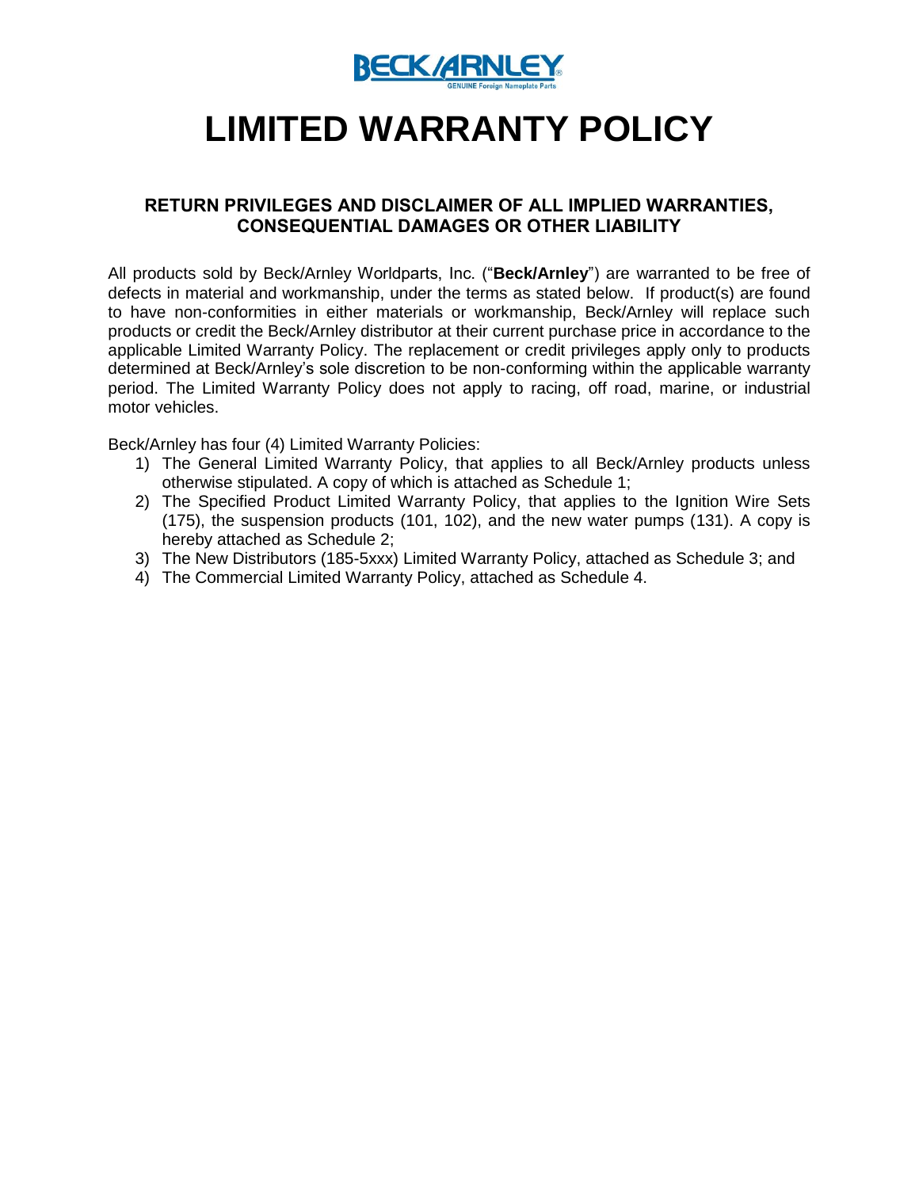# LIMITED WARRANTY POLICY

## RETURN PRIVILEGES AND DISCLAIMER OF ALL IMPLIED WARRANTIES, CONSEQUENTIAL DAMAGES OR OTHER LIABILITY

All products sold by Beck/Arnley Worldparts, Inc. ("**Beck/Arnley**") are warranted to be free of defects in material and workmanship, under the terms as stated below. If product(s) are found to have non-conformities in either materials or workmanship, Beck/Arnley will replace such products or credit the Beck/Arnley distributor at their current purchase price in accordance to the applicable Limited Warranty Policy. The replacement or credit privileges apply only to products determined at Beck/Arnley's sole discretion to be non-conforming within the applicable warranty period. The Limited Warranty Policy does not apply to racing, off road, marine, or industrial motor vehicles.

Beck/Arnley has four (4) Limited Warranty Policies:

1) The General Limited Warranty Policy, that applies to all Beck/Arnley products unless otherwise stipulated. A copy of which is attached as Schedule 1;
2) The Specified Product Limited Warranty Policy, that applies to the Ignition Wire Sets (175), the suspension products (101, 102), and the new water pumps (131). A copy is hereby attached as Schedule 2;
3) The New Distributors (185-5xxx) Limited Warranty Policy, attached as Schedule 3; and
4) The Commercial Limited Warranty Policy, attached as Schedule 4.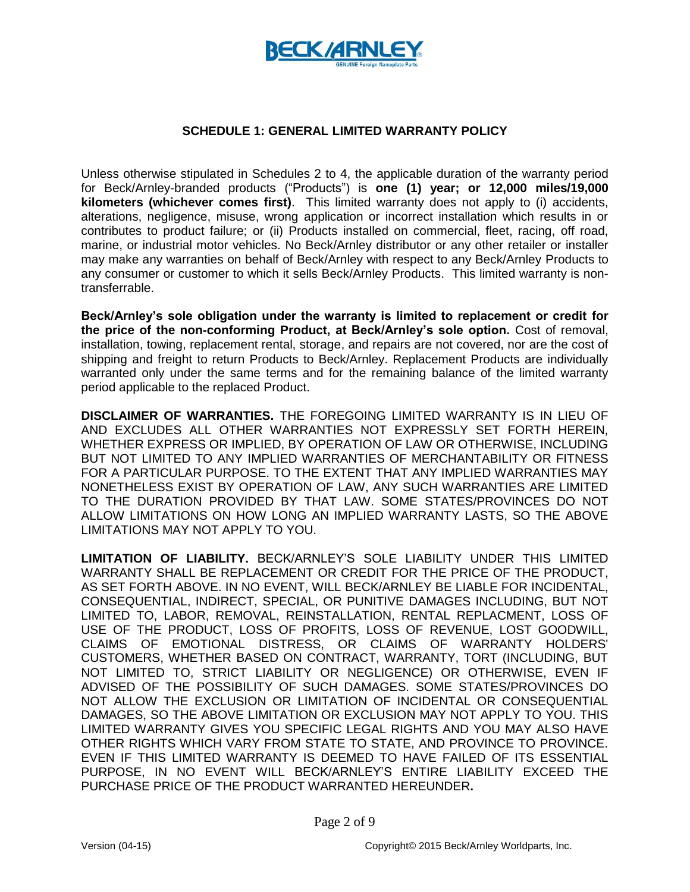## SCHEDULE 1: GENERAL LIMITED WARRANTY POLICY

Unless otherwise stipulated in Schedules 2 to 4, the applicable duration of the warranty period for Beck/Arnley-branded products ("Products") is **one (1) year; or 12,000 miles/19,000 kilometers (whichever comes first)**. This limited warranty does not apply to (i) accidents, alterations, negligence, misuse, wrong application or incorrect installation which results in or contributes to product failure; or (ii) Products installed on commercial, fleet, racing, off road, marine, or industrial motor vehicles. No Beck/Arnley distributor or any other retailer or installer may make any warranties on behalf of Beck/Arnley with respect to any Beck/Arnley Products to any consumer or customer to which it sells Beck/Arnley Products. This limited warranty is non-transferrable.

**Beck/Arnley's sole obligation under the warranty is limited to replacement or credit for the price of the non-conforming Product, at Beck/Arnley's sole option.** Cost of removal, installation, towing, replacement rental, storage, and repairs are not covered, nor are the cost of shipping and freight to return Products to Beck/Arnley. Replacement Products are individually warranted only under the same terms and for the remaining balance of the limited warranty period applicable to the replaced Product.

**DISCLAIMER OF WARRANTIES.** THE FOREGOING LIMITED WARRANTY IS IN LIEU OF AND EXCLUDES ALL OTHER WARRANTIES NOT EXPRESSLY SET FORTH HEREIN, WHETHER EXPRESS OR IMPLIED, BY OPERATION OF LAW OR OTHERWISE, INCLUDING BUT NOT LIMITED TO ANY IMPLIED WARRANTIES OF MERCHANTABILITY OR FITNESS FOR A PARTICULAR PURPOSE. TO THE EXTENT THAT ANY IMPLIED WARRANTIES MAY NONETHELESS EXIST BY OPERATION OF LAW, ANY SUCH WARRANTIES ARE LIMITED TO THE DURATION PROVIDED BY THAT LAW. SOME STATES/PROVINCES DO NOT ALLOW LIMITATIONS ON HOW LONG AN IMPLIED WARRANTY LASTS, SO THE ABOVE LIMITATIONS MAY NOT APPLY TO YOU.

**LIMITATION OF LIABILITY.** BECK/ARNLEY'S SOLE LIABILITY UNDER THIS LIMITED WARRANTY SHALL BE REPLACEMENT OR CREDIT FOR THE PRICE OF THE PRODUCT, AS SET FORTH ABOVE. IN NO EVENT, WILL BECK/ARNLEY BE LIABLE FOR INCIDENTAL, CONSEQUENTIAL, INDIRECT, SPECIAL, OR PUNITIVE DAMAGES INCLUDING, BUT NOT LIMITED TO, LABOR, REMOVAL, REINSTALLATION, RENTAL REPLACMENT, LOSS OF USE OF THE PRODUCT, LOSS OF PROFITS, LOSS OF REVENUE, LOST GOODWILL, CLAIMS OF EMOTIONAL DISTRESS, OR CLAIMS OF WARRANTY HOLDERS' CUSTOMERS, WHETHER BASED ON CONTRACT, WARRANTY, TORT (INCLUDING, BUT NOT LIMITED TO, STRICT LIABILITY OR NEGLIGENCE) OR OTHERWISE, EVEN IF ADVISED OF THE POSSIBILITY OF SUCH DAMAGES. SOME STATES/PROVINCES DO NOT ALLOW THE EXCLUSION OR LIMITATION OF INCIDENTAL OR CONSEQUENTIAL DAMAGES, SO THE ABOVE LIMITATION OR EXCLUSION MAY NOT APPLY TO YOU. THIS LIMITED WARRANTY GIVES YOU SPECIFIC LEGAL RIGHTS AND YOU MAY ALSO HAVE OTHER RIGHTS WHICH VARY FROM STATE TO STATE, AND PROVINCE TO PROVINCE. EVEN IF THIS LIMITED WARRANTY IS DEEMED TO HAVE FAILED OF ITS ESSENTIAL PURPOSE, IN NO EVENT WILL BECK/ARNLEY'S ENTIRE LIABILITY EXCEED THE PURCHASE PRICE OF THE PRODUCT WARRANTED HEREUNDER**.**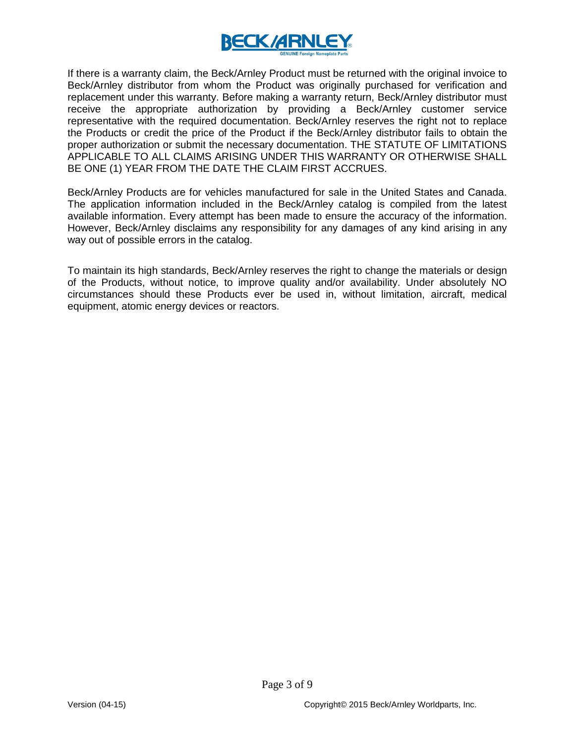If there is a warranty claim, the Beck/Arnley Product must be returned with the original invoice to Beck/Arnley distributor from whom the Product was originally purchased for verification and replacement under this warranty. Before making a warranty return, Beck/Arnley distributor must receive the appropriate authorization by providing a Beck/Arnley customer service representative with the required documentation. Beck/Arnley reserves the right not to replace the Products or credit the price of the Product if the Beck/Arnley distributor fails to obtain the proper authorization or submit the necessary documentation. THE STATUTE OF LIMITATIONS APPLICABLE TO ALL CLAIMS ARISING UNDER THIS WARRANTY OR OTHERWISE SHALL BE ONE (1) YEAR FROM THE DATE THE CLAIM FIRST ACCRUES.

Beck/Arnley Products are for vehicles manufactured for sale in the United States and Canada. The application information included in the Beck/Arnley catalog is compiled from the latest available information. Every attempt has been made to ensure the accuracy of the information. However, Beck/Arnley disclaims any responsibility for any damages of any kind arising in any way out of possible errors in the catalog.

To maintain its high standards, Beck/Arnley reserves the right to change the materials or design of the Products, without notice, to improve quality and/or availability. Under absolutely NO circumstances should these Products ever be used in, without limitation, aircraft, medical equipment, atomic energy devices or reactors.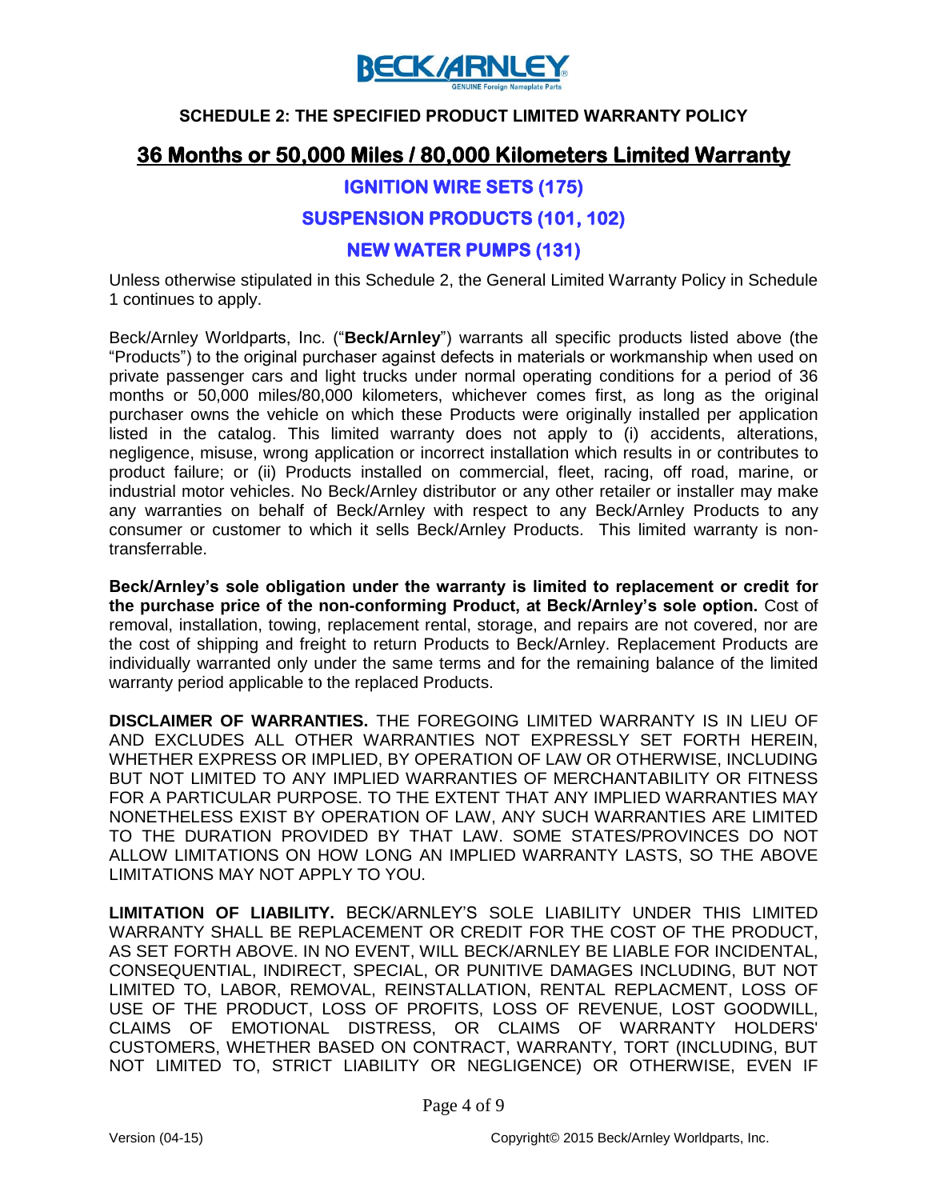**SCHEDULE 2: THE SPECIFIED PRODUCT LIMITED WARRANTY POLICY**

# 36 Months or 50,000 Miles / 80,000 Kilometers Limited Warranty

## IGNITION WIRE SETS (175)

## SUSPENSION PRODUCTS (101, 102)

## NEW WATER PUMPS (131)

Unless otherwise stipulated in this Schedule 2, the General Limited Warranty Policy in Schedule 1 continues to apply.

Beck/Arnley Worldparts, Inc. ("**Beck/Arnley**") warrants all specific products listed above (the "Products") to the original purchaser against defects in materials or workmanship when used on private passenger cars and light trucks under normal operating conditions for a period of 36 months or 50,000 miles/80,000 kilometers, whichever comes first, as long as the original purchaser owns the vehicle on which these Products were originally installed per application listed in the catalog. This limited warranty does not apply to (i) accidents, alterations, negligence, misuse, wrong application or incorrect installation which results in or contributes to product failure; or (ii) Products installed on commercial, fleet, racing, off road, marine, or industrial motor vehicles. No Beck/Arnley distributor or any other retailer or installer may make any warranties on behalf of Beck/Arnley with respect to any Beck/Arnley Products to any consumer or customer to which it sells Beck/Arnley Products. This limited warranty is non-transferrable.

**Beck/Arnley's sole obligation under the warranty is limited to replacement or credit for the purchase price of the non-conforming Product, at Beck/Arnley's sole option.** Cost of removal, installation, towing, replacement rental, storage, and repairs are not covered, nor are the cost of shipping and freight to return Products to Beck/Arnley. Replacement Products are individually warranted only under the same terms and for the remaining balance of the limited warranty period applicable to the replaced Products.

**DISCLAIMER OF WARRANTIES.** THE FOREGOING LIMITED WARRANTY IS IN LIEU OF AND EXCLUDES ALL OTHER WARRANTIES NOT EXPRESSLY SET FORTH HEREIN, WHETHER EXPRESS OR IMPLIED, BY OPERATION OF LAW OR OTHERWISE, INCLUDING BUT NOT LIMITED TO ANY IMPLIED WARRANTIES OF MERCHANTABILITY OR FITNESS FOR A PARTICULAR PURPOSE. TO THE EXTENT THAT ANY IMPLIED WARRANTIES MAY NONETHELESS EXIST BY OPERATION OF LAW, ANY SUCH WARRANTIES ARE LIMITED TO THE DURATION PROVIDED BY THAT LAW. SOME STATES/PROVINCES DO NOT ALLOW LIMITATIONS ON HOW LONG AN IMPLIED WARRANTY LASTS, SO THE ABOVE LIMITATIONS MAY NOT APPLY TO YOU.

**LIMITATION OF LIABILITY.** BECK/ARNLEY'S SOLE LIABILITY UNDER THIS LIMITED WARRANTY SHALL BE REPLACEMENT OR CREDIT FOR THE COST OF THE PRODUCT, AS SET FORTH ABOVE. IN NO EVENT, WILL BECK/ARNLEY BE LIABLE FOR INCIDENTAL, CONSEQUENTIAL, INDIRECT, SPECIAL, OR PUNITIVE DAMAGES INCLUDING, BUT NOT LIMITED TO, LABOR, REMOVAL, REINSTALLATION, RENTAL REPLACMENT, LOSS OF USE OF THE PRODUCT, LOSS OF PROFITS, LOSS OF REVENUE, LOST GOODWILL, CLAIMS OF EMOTIONAL DISTRESS, OR CLAIMS OF WARRANTY HOLDERS' CUSTOMERS, WHETHER BASED ON CONTRACT, WARRANTY, TORT (INCLUDING, BUT NOT LIMITED TO, STRICT LIABILITY OR NEGLIGENCE) OR OTHERWISE, EVEN IF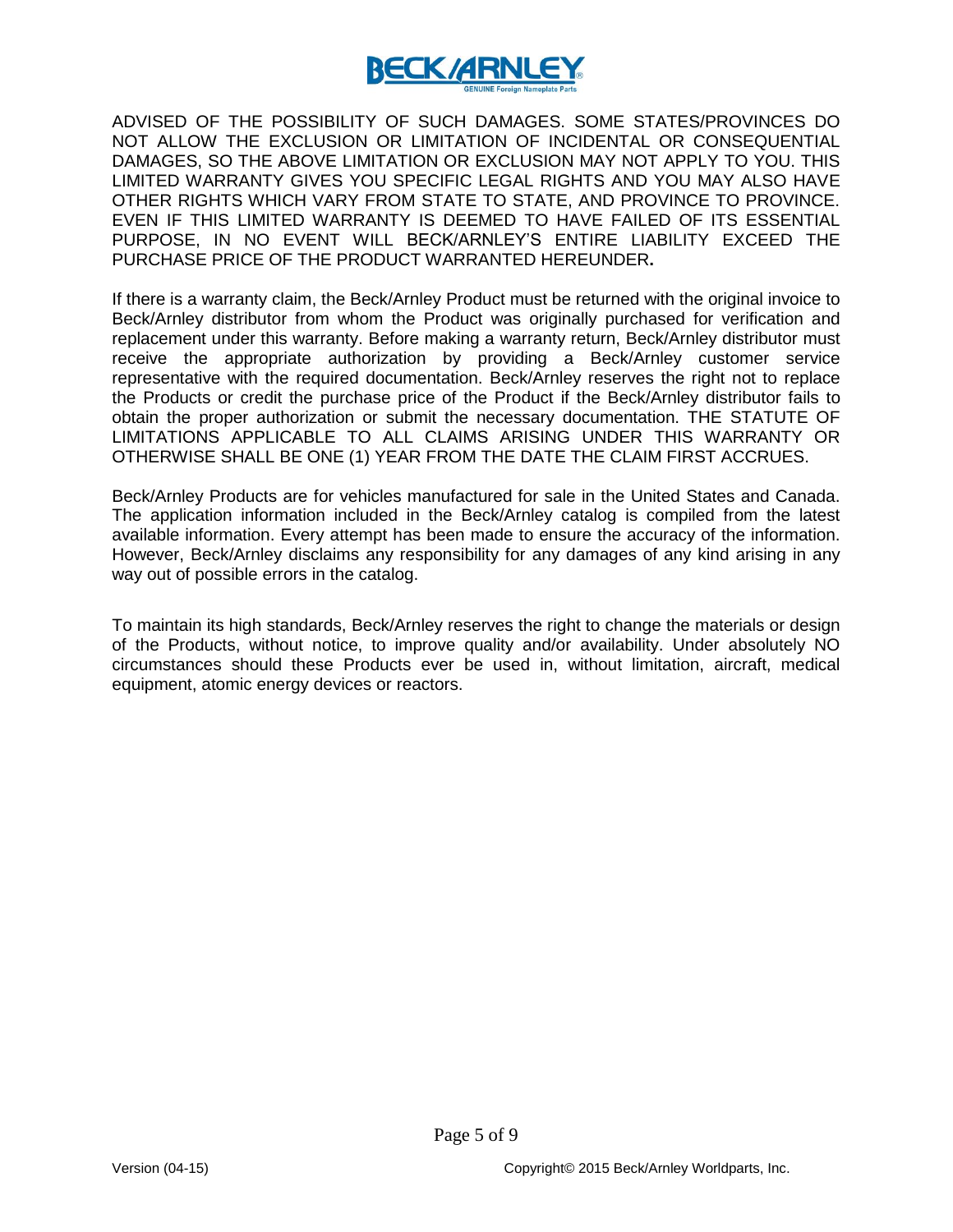ADVISED OF THE POSSIBILITY OF SUCH DAMAGES. SOME STATES/PROVINCES DO NOT ALLOW THE EXCLUSION OR LIMITATION OF INCIDENTAL OR CONSEQUENTIAL DAMAGES, SO THE ABOVE LIMITATION OR EXCLUSION MAY NOT APPLY TO YOU. THIS LIMITED WARRANTY GIVES YOU SPECIFIC LEGAL RIGHTS AND YOU MAY ALSO HAVE OTHER RIGHTS WHICH VARY FROM STATE TO STATE, AND PROVINCE TO PROVINCE. EVEN IF THIS LIMITED WARRANTY IS DEEMED TO HAVE FAILED OF ITS ESSENTIAL PURPOSE, IN NO EVENT WILL BECK/ARNLEY'S ENTIRE LIABILITY EXCEED THE PURCHASE PRICE OF THE PRODUCT WARRANTED HEREUNDER**.**

If there is a warranty claim, the Beck/Arnley Product must be returned with the original invoice to Beck/Arnley distributor from whom the Product was originally purchased for verification and replacement under this warranty. Before making a warranty return, Beck/Arnley distributor must receive the appropriate authorization by providing a Beck/Arnley customer service representative with the required documentation. Beck/Arnley reserves the right not to replace the Products or credit the purchase price of the Product if the Beck/Arnley distributor fails to obtain the proper authorization or submit the necessary documentation. THE STATUTE OF LIMITATIONS APPLICABLE TO ALL CLAIMS ARISING UNDER THIS WARRANTY OR OTHERWISE SHALL BE ONE (1) YEAR FROM THE DATE THE CLAIM FIRST ACCRUES.

Beck/Arnley Products are for vehicles manufactured for sale in the United States and Canada. The application information included in the Beck/Arnley catalog is compiled from the latest available information. Every attempt has been made to ensure the accuracy of the information. However, Beck/Arnley disclaims any responsibility for any damages of any kind arising in any way out of possible errors in the catalog.

To maintain its high standards, Beck/Arnley reserves the right to change the materials or design of the Products, without notice, to improve quality and/or availability. Under absolutely NO circumstances should these Products ever be used in, without limitation, aircraft, medical equipment, atomic energy devices or reactors.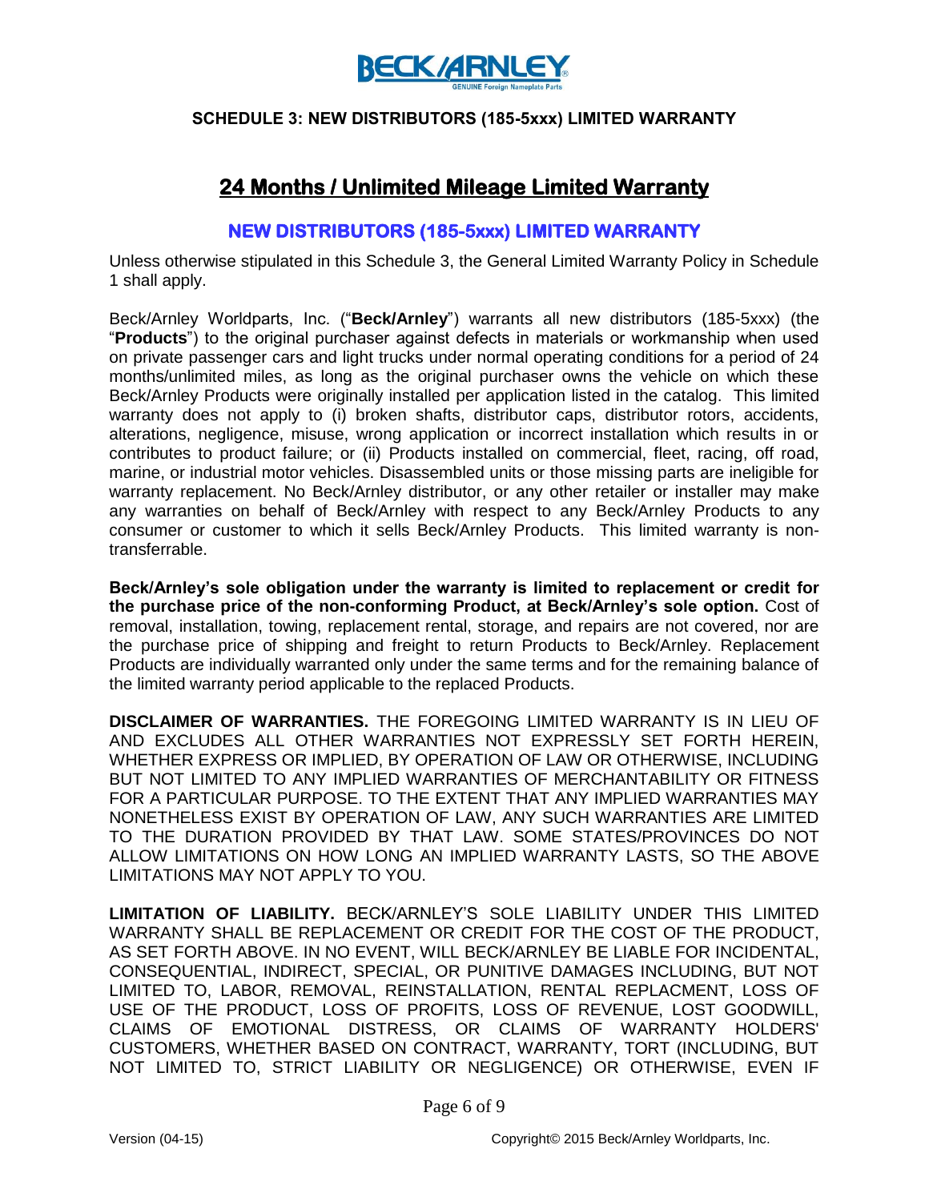## SCHEDULE 3: NEW DISTRIBUTORS (185-5xxx) LIMITED WARRANTY

# 24 Months / Unlimited Mileage Limited Warranty

### NEW DISTRIBUTORS (185-5xxx) LIMITED WARRANTY

Unless otherwise stipulated in this Schedule 3, the General Limited Warranty Policy in Schedule 1 shall apply.

Beck/Arnley Worldparts, Inc. ("**Beck/Arnley**") warrants all new distributors (185-5xxx) (the "**Products**") to the original purchaser against defects in materials or workmanship when used on private passenger cars and light trucks under normal operating conditions for a period of 24 months/unlimited miles, as long as the original purchaser owns the vehicle on which these Beck/Arnley Products were originally installed per application listed in the catalog. This limited warranty does not apply to (i) broken shafts, distributor caps, distributor rotors, accidents, alterations, negligence, misuse, wrong application or incorrect installation which results in or contributes to product failure; or (ii) Products installed on commercial, fleet, racing, off road, marine, or industrial motor vehicles. Disassembled units or those missing parts are ineligible for warranty replacement. No Beck/Arnley distributor, or any other retailer or installer may make any warranties on behalf of Beck/Arnley with respect to any Beck/Arnley Products to any consumer or customer to which it sells Beck/Arnley Products. This limited warranty is non-transferrable.

**Beck/Arnley's sole obligation under the warranty is limited to replacement or credit for the purchase price of the non-conforming Product, at Beck/Arnley's sole option.** Cost of removal, installation, towing, replacement rental, storage, and repairs are not covered, nor are the purchase price of shipping and freight to return Products to Beck/Arnley. Replacement Products are individually warranted only under the same terms and for the remaining balance of the limited warranty period applicable to the replaced Products.

**DISCLAIMER OF WARRANTIES.** THE FOREGOING LIMITED WARRANTY IS IN LIEU OF AND EXCLUDES ALL OTHER WARRANTIES NOT EXPRESSLY SET FORTH HEREIN, WHETHER EXPRESS OR IMPLIED, BY OPERATION OF LAW OR OTHERWISE, INCLUDING BUT NOT LIMITED TO ANY IMPLIED WARRANTIES OF MERCHANTABILITY OR FITNESS FOR A PARTICULAR PURPOSE. TO THE EXTENT THAT ANY IMPLIED WARRANTIES MAY NONETHELESS EXIST BY OPERATION OF LAW, ANY SUCH WARRANTIES ARE LIMITED TO THE DURATION PROVIDED BY THAT LAW. SOME STATES/PROVINCES DO NOT ALLOW LIMITATIONS ON HOW LONG AN IMPLIED WARRANTY LASTS, SO THE ABOVE LIMITATIONS MAY NOT APPLY TO YOU.

**LIMITATION OF LIABILITY.** BECK/ARNLEY'S SOLE LIABILITY UNDER THIS LIMITED WARRANTY SHALL BE REPLACEMENT OR CREDIT FOR THE COST OF THE PRODUCT, AS SET FORTH ABOVE. IN NO EVENT, WILL BECK/ARNLEY BE LIABLE FOR INCIDENTAL, CONSEQUENTIAL, INDIRECT, SPECIAL, OR PUNITIVE DAMAGES INCLUDING, BUT NOT LIMITED TO, LABOR, REMOVAL, REINSTALLATION, RENTAL REPLACMENT, LOSS OF USE OF THE PRODUCT, LOSS OF PROFITS, LOSS OF REVENUE, LOST GOODWILL, CLAIMS OF EMOTIONAL DISTRESS, OR CLAIMS OF WARRANTY HOLDERS' CUSTOMERS, WHETHER BASED ON CONTRACT, WARRANTY, TORT (INCLUDING, BUT NOT LIMITED TO, STRICT LIABILITY OR NEGLIGENCE) OR OTHERWISE, EVEN IF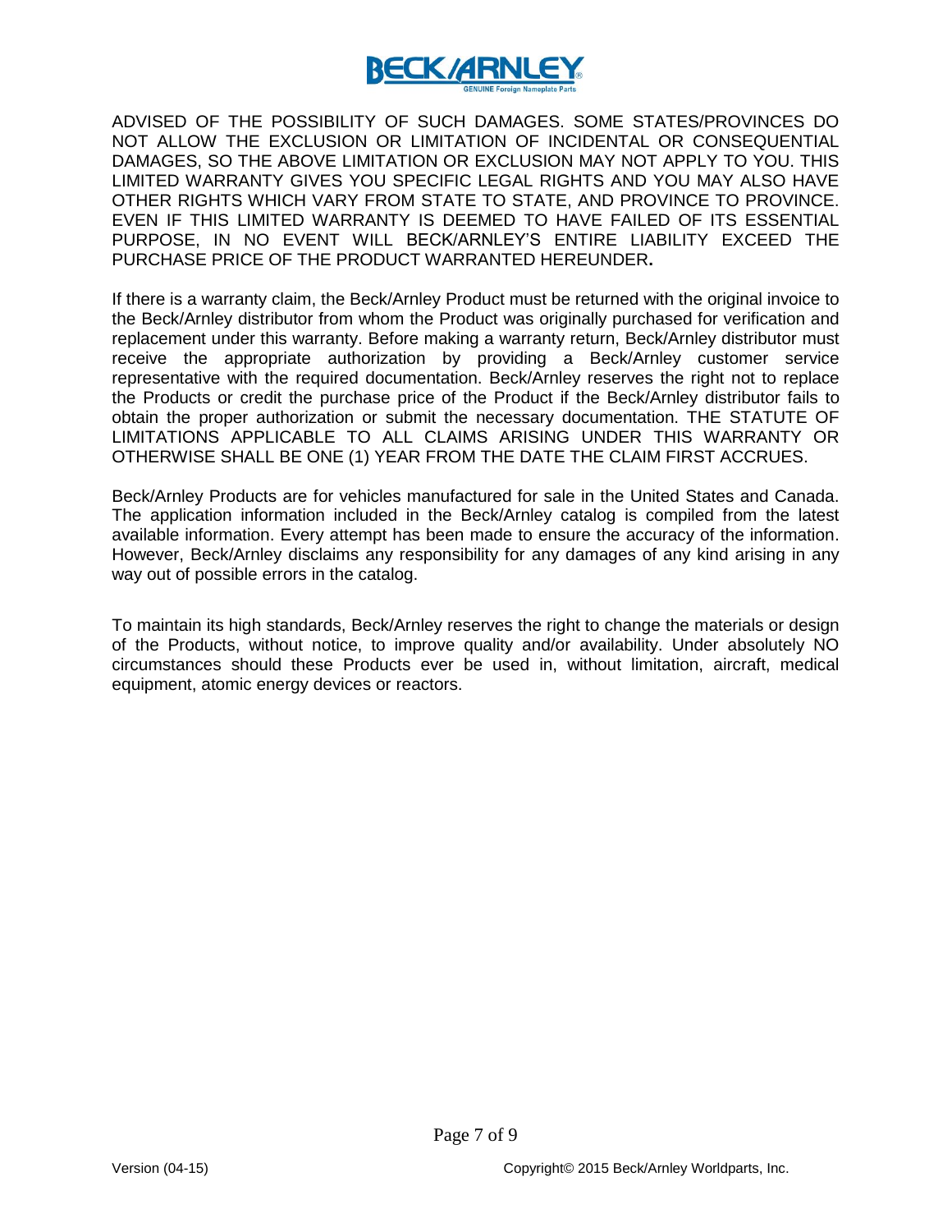ADVISED OF THE POSSIBILITY OF SUCH DAMAGES. SOME STATES/PROVINCES DO NOT ALLOW THE EXCLUSION OR LIMITATION OF INCIDENTAL OR CONSEQUENTIAL DAMAGES, SO THE ABOVE LIMITATION OR EXCLUSION MAY NOT APPLY TO YOU. THIS LIMITED WARRANTY GIVES YOU SPECIFIC LEGAL RIGHTS AND YOU MAY ALSO HAVE OTHER RIGHTS WHICH VARY FROM STATE TO STATE, AND PROVINCE TO PROVINCE. EVEN IF THIS LIMITED WARRANTY IS DEEMED TO HAVE FAILED OF ITS ESSENTIAL PURPOSE, IN NO EVENT WILL BECK/ARNLEY'S ENTIRE LIABILITY EXCEED THE PURCHASE PRICE OF THE PRODUCT WARRANTED HEREUNDER**.**

If there is a warranty claim, the Beck/Arnley Product must be returned with the original invoice to the Beck/Arnley distributor from whom the Product was originally purchased for verification and replacement under this warranty. Before making a warranty return, Beck/Arnley distributor must receive the appropriate authorization by providing a Beck/Arnley customer service representative with the required documentation. Beck/Arnley reserves the right not to replace the Products or credit the purchase price of the Product if the Beck/Arnley distributor fails to obtain the proper authorization or submit the necessary documentation. THE STATUTE OF LIMITATIONS APPLICABLE TO ALL CLAIMS ARISING UNDER THIS WARRANTY OR OTHERWISE SHALL BE ONE (1) YEAR FROM THE DATE THE CLAIM FIRST ACCRUES.

Beck/Arnley Products are for vehicles manufactured for sale in the United States and Canada. The application information included in the Beck/Arnley catalog is compiled from the latest available information. Every attempt has been made to ensure the accuracy of the information. However, Beck/Arnley disclaims any responsibility for any damages of any kind arising in any way out of possible errors in the catalog.

To maintain its high standards, Beck/Arnley reserves the right to change the materials or design of the Products, without notice, to improve quality and/or availability. Under absolutely NO circumstances should these Products ever be used in, without limitation, aircraft, medical equipment, atomic energy devices or reactors.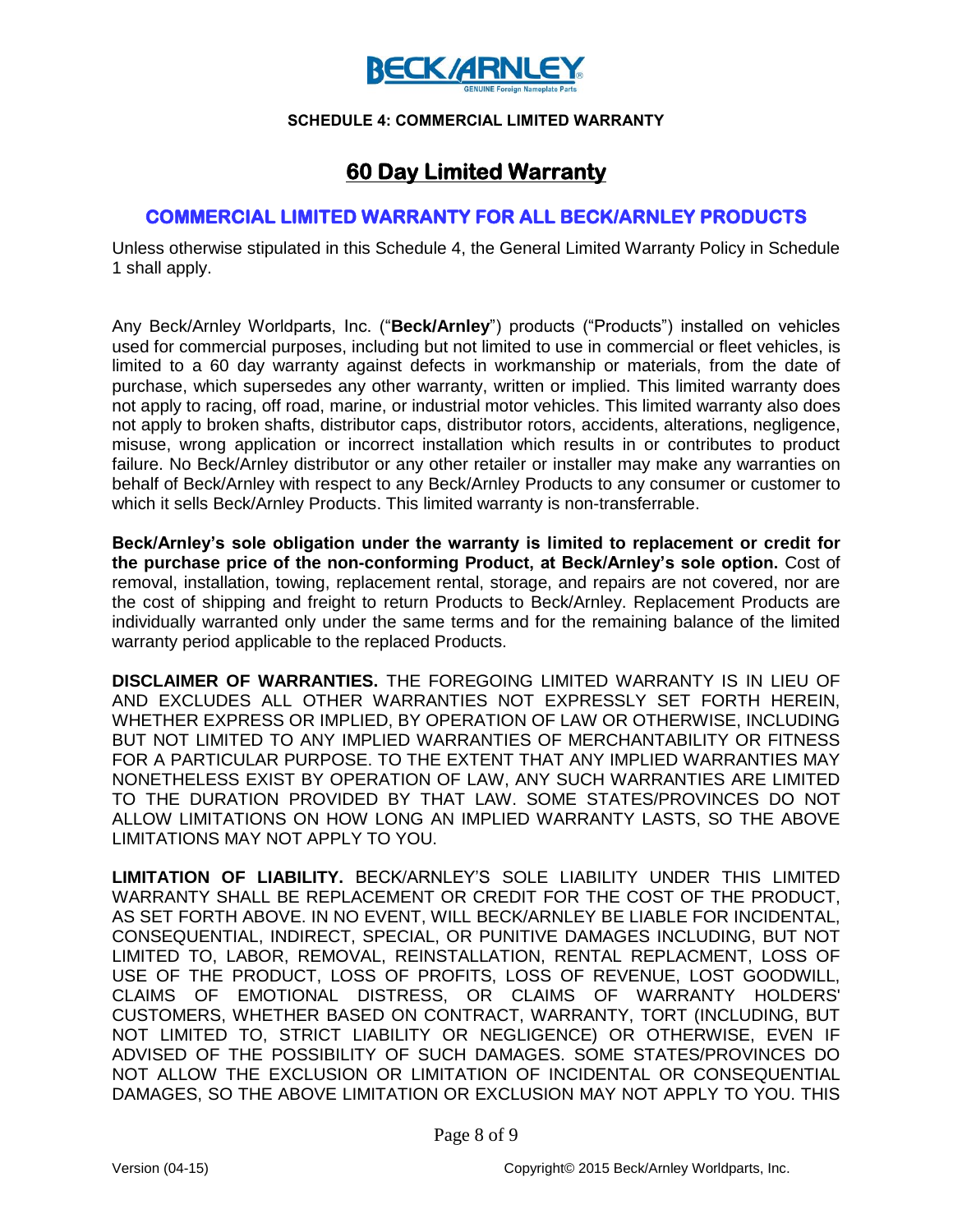**SCHEDULE 4: COMMERCIAL LIMITED WARRANTY**

# 60 Day Limited Warranty

## COMMERCIAL LIMITED WARRANTY FOR ALL BECK/ARNLEY PRODUCTS

Unless otherwise stipulated in this Schedule 4, the General Limited Warranty Policy in Schedule 1 shall apply.

Any Beck/Arnley Worldparts, Inc. ("**Beck/Arnley**") products ("Products") installed on vehicles used for commercial purposes, including but not limited to use in commercial or fleet vehicles, is limited to a 60 day warranty against defects in workmanship or materials, from the date of purchase, which supersedes any other warranty, written or implied. This limited warranty does not apply to racing, off road, marine, or industrial motor vehicles. This limited warranty also does not apply to broken shafts, distributor caps, distributor rotors, accidents, alterations, negligence, misuse, wrong application or incorrect installation which results in or contributes to product failure. No Beck/Arnley distributor or any other retailer or installer may make any warranties on behalf of Beck/Arnley with respect to any Beck/Arnley Products to any consumer or customer to which it sells Beck/Arnley Products. This limited warranty is non-transferrable.

**Beck/Arnley's sole obligation under the warranty is limited to replacement or credit for the purchase price of the non-conforming Product, at Beck/Arnley's sole option.** Cost of removal, installation, towing, replacement rental, storage, and repairs are not covered, nor are the cost of shipping and freight to return Products to Beck/Arnley. Replacement Products are individually warranted only under the same terms and for the remaining balance of the limited warranty period applicable to the replaced Products.

**DISCLAIMER OF WARRANTIES.** THE FOREGOING LIMITED WARRANTY IS IN LIEU OF AND EXCLUDES ALL OTHER WARRANTIES NOT EXPRESSLY SET FORTH HEREIN, WHETHER EXPRESS OR IMPLIED, BY OPERATION OF LAW OR OTHERWISE, INCLUDING BUT NOT LIMITED TO ANY IMPLIED WARRANTIES OF MERCHANTABILITY OR FITNESS FOR A PARTICULAR PURPOSE. TO THE EXTENT THAT ANY IMPLIED WARRANTIES MAY NONETHELESS EXIST BY OPERATION OF LAW, ANY SUCH WARRANTIES ARE LIMITED TO THE DURATION PROVIDED BY THAT LAW. SOME STATES/PROVINCES DO NOT ALLOW LIMITATIONS ON HOW LONG AN IMPLIED WARRANTY LASTS, SO THE ABOVE LIMITATIONS MAY NOT APPLY TO YOU.

**LIMITATION OF LIABILITY.** BECK/ARNLEY'S SOLE LIABILITY UNDER THIS LIMITED WARRANTY SHALL BE REPLACEMENT OR CREDIT FOR THE COST OF THE PRODUCT, AS SET FORTH ABOVE. IN NO EVENT, WILL BECK/ARNLEY BE LIABLE FOR INCIDENTAL, CONSEQUENTIAL, INDIRECT, SPECIAL, OR PUNITIVE DAMAGES INCLUDING, BUT NOT LIMITED TO, LABOR, REMOVAL, REINSTALLATION, RENTAL REPLACMENT, LOSS OF USE OF THE PRODUCT, LOSS OF PROFITS, LOSS OF REVENUE, LOST GOODWILL, CLAIMS OF EMOTIONAL DISTRESS, OR CLAIMS OF WARRANTY HOLDERS' CUSTOMERS, WHETHER BASED ON CONTRACT, WARRANTY, TORT (INCLUDING, BUT NOT LIMITED TO, STRICT LIABILITY OR NEGLIGENCE) OR OTHERWISE, EVEN IF ADVISED OF THE POSSIBILITY OF SUCH DAMAGES. SOME STATES/PROVINCES DO NOT ALLOW THE EXCLUSION OR LIMITATION OF INCIDENTAL OR CONSEQUENTIAL DAMAGES, SO THE ABOVE LIMITATION OR EXCLUSION MAY NOT APPLY TO YOU. THIS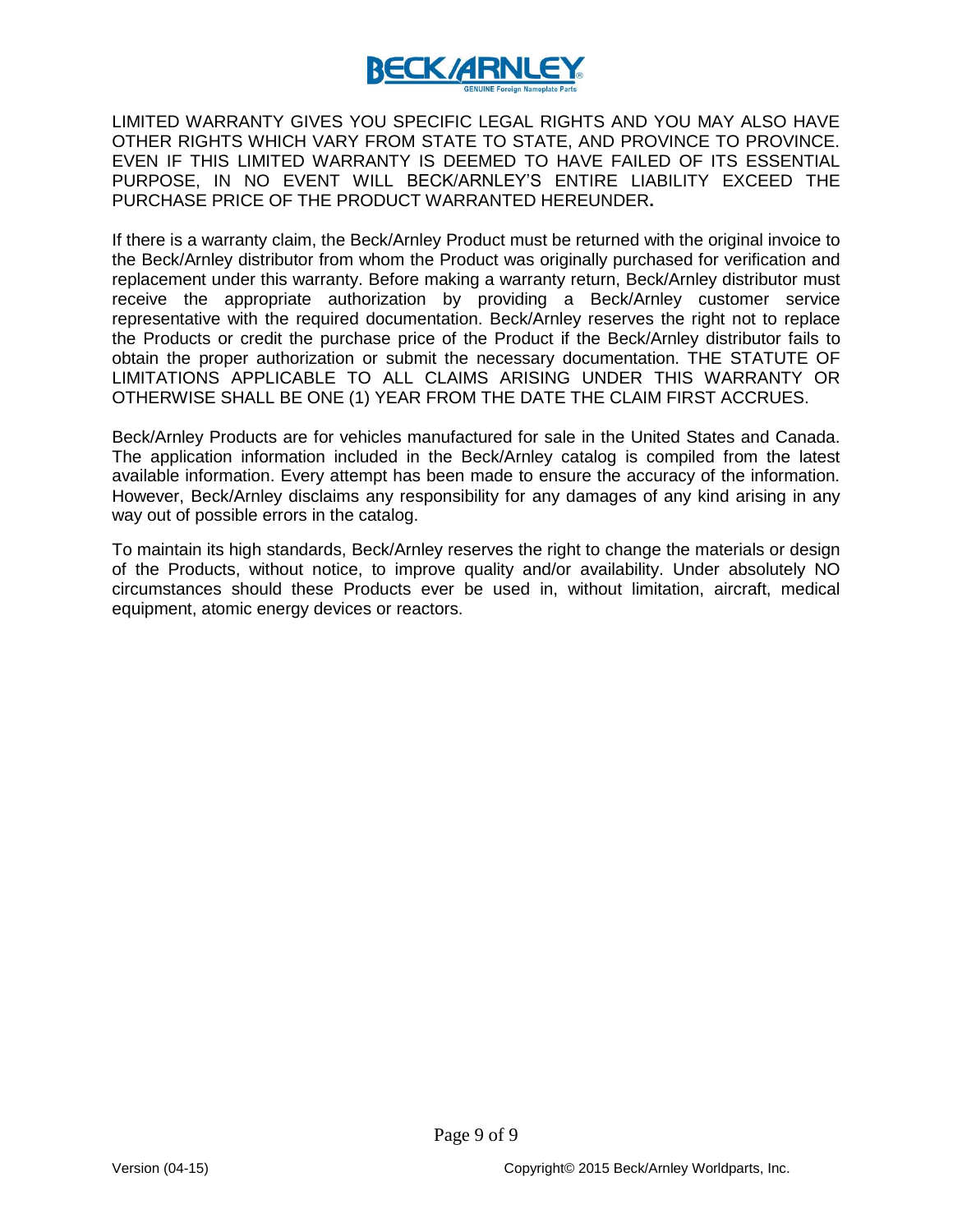LIMITED WARRANTY GIVES YOU SPECIFIC LEGAL RIGHTS AND YOU MAY ALSO HAVE OTHER RIGHTS WHICH VARY FROM STATE TO STATE, AND PROVINCE TO PROVINCE. EVEN IF THIS LIMITED WARRANTY IS DEEMED TO HAVE FAILED OF ITS ESSENTIAL PURPOSE, IN NO EVENT WILL BECK/ARNLEY'S ENTIRE LIABILITY EXCEED THE PURCHASE PRICE OF THE PRODUCT WARRANTED HEREUNDER**.**

If there is a warranty claim, the Beck/Arnley Product must be returned with the original invoice to the Beck/Arnley distributor from whom the Product was originally purchased for verification and replacement under this warranty. Before making a warranty return, Beck/Arnley distributor must receive the appropriate authorization by providing a Beck/Arnley customer service representative with the required documentation. Beck/Arnley reserves the right not to replace the Products or credit the purchase price of the Product if the Beck/Arnley distributor fails to obtain the proper authorization or submit the necessary documentation. THE STATUTE OF LIMITATIONS APPLICABLE TO ALL CLAIMS ARISING UNDER THIS WARRANTY OR OTHERWISE SHALL BE ONE (1) YEAR FROM THE DATE THE CLAIM FIRST ACCRUES.

Beck/Arnley Products are for vehicles manufactured for sale in the United States and Canada. The application information included in the Beck/Arnley catalog is compiled from the latest available information. Every attempt has been made to ensure the accuracy of the information. However, Beck/Arnley disclaims any responsibility for any damages of any kind arising in any way out of possible errors in the catalog.

To maintain its high standards, Beck/Arnley reserves the right to change the materials or design of the Products, without notice, to improve quality and/or availability. Under absolutely NO circumstances should these Products ever be used in, without limitation, aircraft, medical equipment, atomic energy devices or reactors.